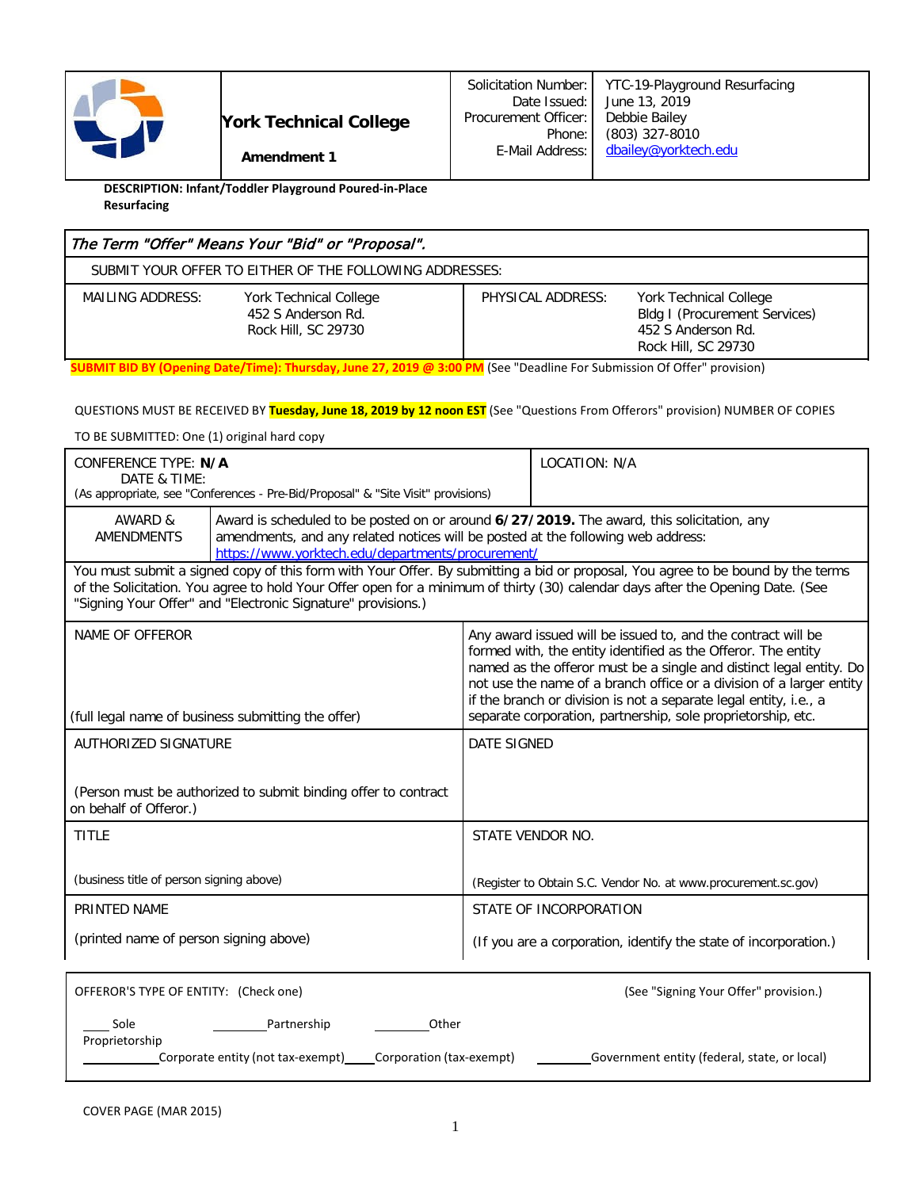| | York Technical College<br><br>**Amendment 1** | Solicitation Number:<br>Date Issued:<br>Procurement Officer:<br>Phone:<br>E-Mail Address: | YTC-19-Playground Resurfacing<br>June 13, 2019<br>Debbie Bailey<br>(803) 327-8010<br>dbailey@yorktech.edu |
|---|---|---|---|

**DESCRIPTION: Infant/Toddler Playground Poured-in-Place Resurfacing**

| *The Term "Offer" Means Your "Bid" or "Proposal".* | | | |
|---|---|---|---|
| SUBMIT YOUR OFFER TO EITHER OF THE FOLLOWING ADDRESSES: | | | |
| MAILING ADDRESS: | York Technical College<br>452 S Anderson Rd.<br>Rock Hill, SC 29730 | PHYSICAL ADDRESS: | York Technical College<br>Bldg I (Procurement Services)<br>452 S Anderson Rd.<br>Rock Hill, SC 29730 |

**SUBMIT BID BY (Opening Date/Time): Thursday, June 27, 2019 @ 3:00 PM** (See "Deadline For Submission Of Offer" provision)

QUESTIONS MUST BE RECEIVED BY **Tuesday, June 18, 2019 by 12 noon EST** (See "Questions From Offerors" provision) NUMBER OF COPIES

TO BE SUBMITTED: One (1) original hard copy

| CONFERENCE TYPE: **N/A**<br>DATE & TIME:<br>(As appropriate, see "Conferences - Pre-Bid/Proposal" & "Site Visit" provisions) | LOCATION: N/A |
|---|---|
| AWARD & AMENDMENTS | Award is scheduled to be posted on or around **6/27/2019.** The award, this solicitation, any amendments, and any related notices will be posted at the following web address: https://www.yorktech.edu/departments/procurement/ |

You must submit a signed copy of this form with Your Offer. By submitting a bid or proposal, You agree to be bound by the terms of the Solicitation. You agree to hold Your Offer open for a minimum of thirty (30) calendar days after the Opening Date. (See "Signing Your Offer" and "Electronic Signature" provisions.)

| | |
|---|---|
| NAME OF OFFEROR<br><br>(full legal name of business submitting the offer) | Any award issued will be issued to, and the contract will be formed with, the entity identified as the Offeror. The entity named as the offeror must be a single and distinct legal entity. Do not use the name of a branch office or a division of a larger entity if the branch or division is not a separate legal entity, i.e., a separate corporation, partnership, sole proprietorship, etc. |
| AUTHORIZED SIGNATURE<br><br>(Person must be authorized to submit binding offer to contract on behalf of Offeror.) | DATE SIGNED |
| TITLE<br><br>(business title of person signing above) | STATE VENDOR NO.<br><br>(Register to Obtain S.C. Vendor No. at www.procurement.sc.gov) |
| PRINTED NAME<br><br>(printed name of person signing above) | STATE OF INCORPORATION<br><br>(If you are a corporation, identify the state of incorporation.) |

OFFEROR'S TYPE OF ENTITY: (Check one) (See "Signing Your Offer" provision.)

____ Sole Proprietorship ________Partnership ________Other

________Corporate entity (not tax-exempt)____Corporation (tax-exempt) ________Government entity (federal, state, or local)

COVER PAGE (MAR 2015)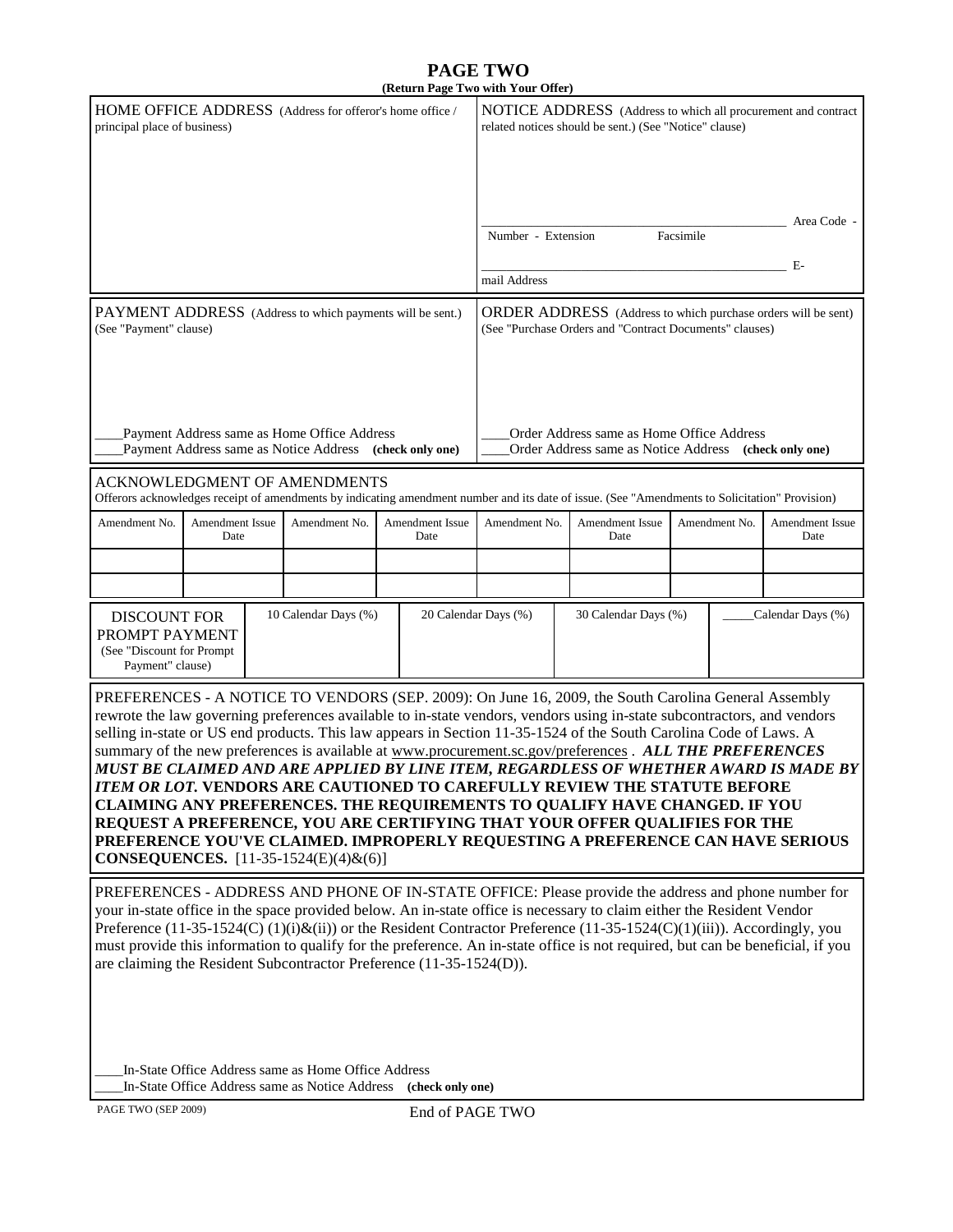# PAGE TWO

**(Return Page Two with Your Offer)**

| HOME OFFICE ADDRESS (Address for offeror's home office / principal place of business) | NOTICE ADDRESS (Address to which all procurement and contract related notices should be sent.) (See "Notice" clause) |
|---|---|
| | _______________________________________________ Area Code - Number - Extension Facsimile |
| | _______________________________________________ E-mail Address |

| PAYMENT ADDRESS (Address to which payments will be sent.) (See "Payment" clause) | ORDER ADDRESS (Address to which purchase orders will be sent) (See "Purchase Orders and "Contract Documents" clauses) |
|---|---|
| ____Payment Address same as Home Office Address | ____Order Address same as Home Office Address |
| ____Payment Address same as Notice Address **(check only one)** | ____Order Address same as Notice Address **(check only one)** |

## ACKNOWLEDGMENT OF AMENDMENTS

Offerors acknowledges receipt of amendments by indicating amendment number and its date of issue. (See "Amendments to Solicitation" Provision)

| Amendment No. | Amendment Issue Date | Amendment No. | Amendment Issue Date | Amendment No. | Amendment Issue Date | Amendment No. | Amendment Issue Date |
|---|---|---|---|---|---|---|---|
| | | | | | | | |
| | | | | | | | |

| DISCOUNT FOR PROMPT PAYMENT (See "Discount for Prompt Payment" clause) | 10 Calendar Days (%) | 20 Calendar Days (%) | 30 Calendar Days (%) | _____Calendar Days (%) |
|---|---|---|---|---|
| | | | | |

PREFERENCES - A NOTICE TO VENDORS (SEP. 2009): On June 16, 2009, the South Carolina General Assembly rewrote the law governing preferences available to in-state vendors, vendors using in-state subcontractors, and vendors selling in-state or US end products. This law appears in Section 11-35-1524 of the South Carolina Code of Laws. A summary of the new preferences is available at www.procurement.sc.gov/preferences . ***ALL THE PREFERENCES MUST BE CLAIMED AND ARE APPLIED BY LINE ITEM, REGARDLESS OF WHETHER AWARD IS MADE BY ITEM OR LOT.*** **VENDORS ARE CAUTIONED TO CAREFULLY REVIEW THE STATUTE BEFORE CLAIMING ANY PREFERENCES. THE REQUIREMENTS TO QUALIFY HAVE CHANGED. IF YOU REQUEST A PREFERENCE, YOU ARE CERTIFYING THAT YOUR OFFER QUALIFIES FOR THE PREFERENCE YOU'VE CLAIMED. IMPROPERLY REQUESTING A PREFERENCE CAN HAVE SERIOUS CONSEQUENCES.** [11-35-1524(E)(4)&(6)]

PREFERENCES - ADDRESS AND PHONE OF IN-STATE OFFICE: Please provide the address and phone number for your in-state office in the space provided below. An in-state office is necessary to claim either the Resident Vendor Preference (11-35-1524(C) (1)(i)&(ii)) or the Resident Contractor Preference (11-35-1524(C)(1)(iii)). Accordingly, you must provide this information to qualify for the preference. An in-state office is not required, but can be beneficial, if you are claiming the Resident Subcontractor Preference (11-35-1524(D)).

____In-State Office Address same as Home Office Address
____In-State Office Address same as Notice Address **(check only one)**

PAGE TWO (SEP 2009)

End of PAGE TWO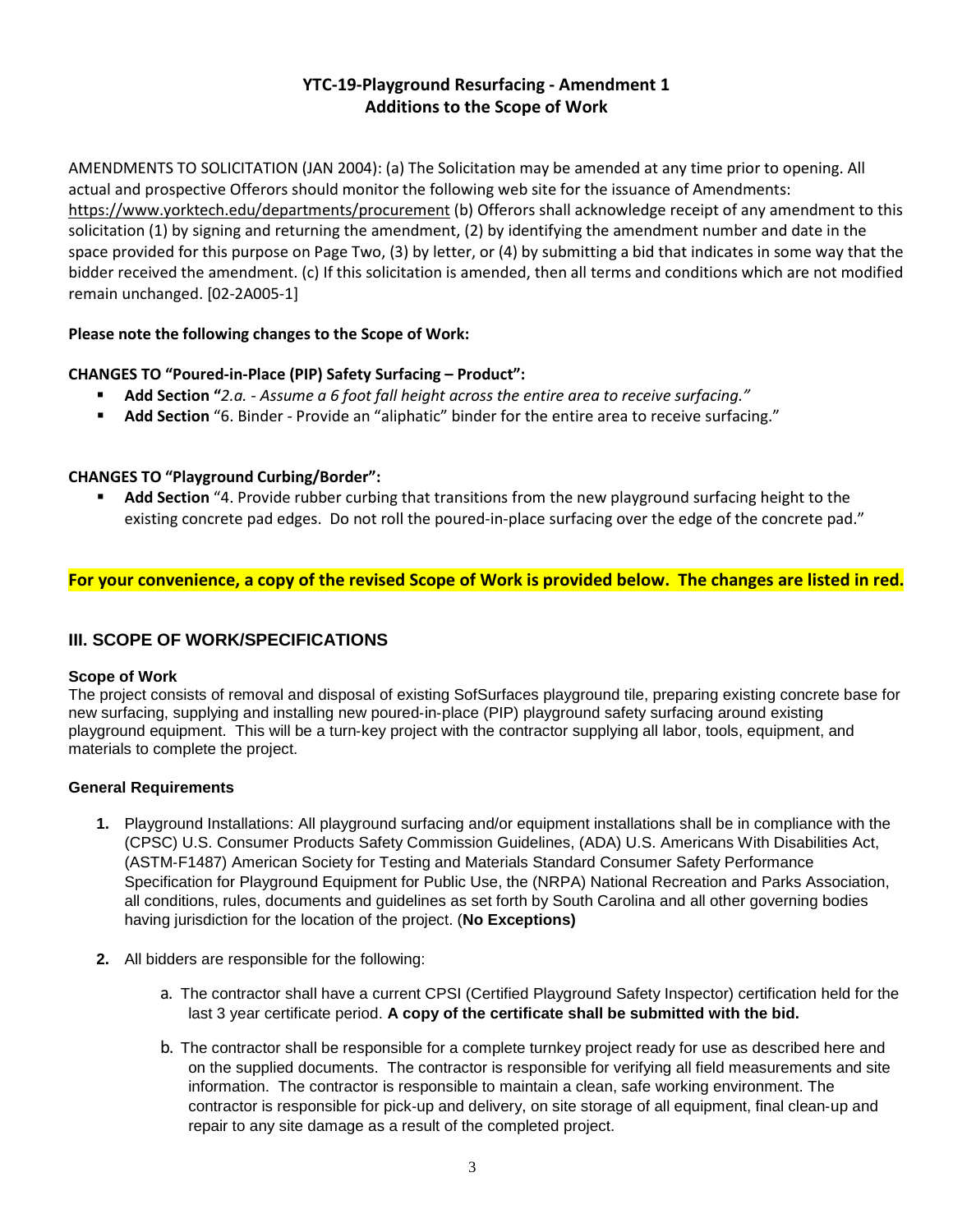## YTC-19-Playground Resurfacing - Amendment 1
## Additions to the Scope of Work

AMENDMENTS TO SOLICITATION (JAN 2004): (a) The Solicitation may be amended at any time prior to opening. All actual and prospective Offerors should monitor the following web site for the issuance of Amendments: https://www.yorktech.edu/departments/procurement (b) Offerors shall acknowledge receipt of any amendment to this solicitation (1) by signing and returning the amendment, (2) by identifying the amendment number and date in the space provided for this purpose on Page Two, (3) by letter, or (4) by submitting a bid that indicates in some way that the bidder received the amendment. (c) If this solicitation is amended, then all terms and conditions which are not modified remain unchanged. [02-2A005-1]

**Please note the following changes to the Scope of Work:**

**CHANGES TO "Poured-in-Place (PIP) Safety Surfacing – Product":**

- **Add Section "***2.a. - Assume a 6 foot fall height across the entire area to receive surfacing."*
- **Add Section** "6. Binder - Provide an "aliphatic" binder for the entire area to receive surfacing."

**CHANGES TO "Playground Curbing/Border":**

- **Add Section** "4. Provide rubber curbing that transitions from the new playground surfacing height to the existing concrete pad edges. Do not roll the poured-in-place surfacing over the edge of the concrete pad."

**For your convenience, a copy of the revised Scope of Work is provided below. The changes are listed in red.**

## III. SCOPE OF WORK/SPECIFICATIONS

### Scope of Work

The project consists of removal and disposal of existing SofSurfaces playground tile, preparing existing concrete base for new surfacing, supplying and installing new poured-in-place (PIP) playground safety surfacing around existing playground equipment. This will be a turn-key project with the contractor supplying all labor, tools, equipment, and materials to complete the project.

### General Requirements

1. Playground Installations: All playground surfacing and/or equipment installations shall be in compliance with the (CPSC) U.S. Consumer Products Safety Commission Guidelines, (ADA) U.S. Americans With Disabilities Act, (ASTM-F1487) American Society for Testing and Materials Standard Consumer Safety Performance Specification for Playground Equipment for Public Use, the (NRPA) National Recreation and Parks Association, all conditions, rules, documents and guidelines as set forth by South Carolina and all other governing bodies having jurisdiction for the location of the project. (**No Exceptions)**

2. All bidders are responsible for the following:

   a. The contractor shall have a current CPSI (Certified Playground Safety Inspector) certification held for the last 3 year certificate period. **A copy of the certificate shall be submitted with the bid.**

   b. The contractor shall be responsible for a complete turnkey project ready for use as described here and on the supplied documents. The contractor is responsible for verifying all field measurements and site information. The contractor is responsible to maintain a clean, safe working environment. The contractor is responsible for pick-up and delivery, on site storage of all equipment, final clean-up and repair to any site damage as a result of the completed project.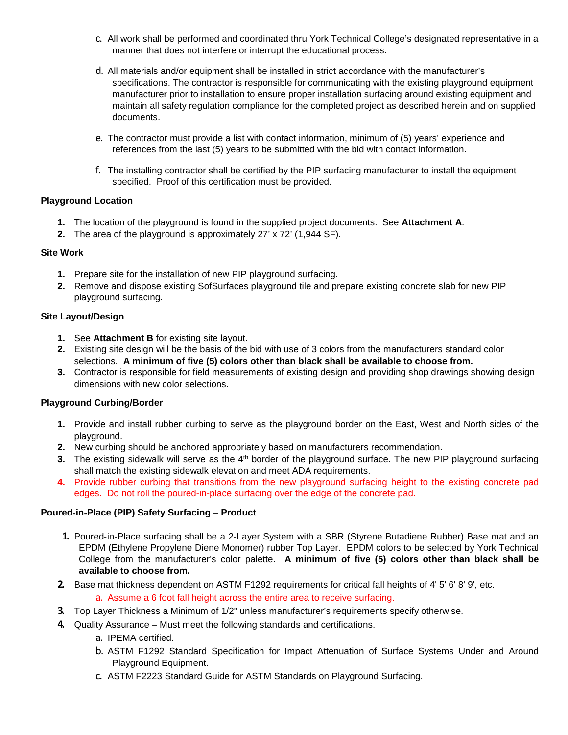c. All work shall be performed and coordinated thru York Technical College's designated representative in a manner that does not interfere or interrupt the educational process.

d. All materials and/or equipment shall be installed in strict accordance with the manufacturer's specifications. The contractor is responsible for communicating with the existing playground equipment manufacturer prior to installation to ensure proper installation surfacing around existing equipment and maintain all safety regulation compliance for the completed project as described herein and on supplied documents.

e. The contractor must provide a list with contact information, minimum of (5) years' experience and references from the last (5) years to be submitted with the bid with contact information.

f. The installing contractor shall be certified by the PIP surfacing manufacturer to install the equipment specified. Proof of this certification must be provided.

**Playground Location**

1. The location of the playground is found in the supplied project documents. See **Attachment A**.
2. The area of the playground is approximately 27' x 72' (1,944 SF).

**Site Work**

1. Prepare site for the installation of new PIP playground surfacing.
2. Remove and dispose existing SofSurfaces playground tile and prepare existing concrete slab for new PIP playground surfacing.

**Site Layout/Design**

1. See **Attachment B** for existing site layout.
2. Existing site design will be the basis of the bid with use of 3 colors from the manufacturers standard color selections. **A minimum of five (5) colors other than black shall be available to choose from.**
3. Contractor is responsible for field measurements of existing design and providing shop drawings showing design dimensions with new color selections.

**Playground Curbing/Border**

1. Provide and install rubber curbing to serve as the playground border on the East, West and North sides of the playground.
2. New curbing should be anchored appropriately based on manufacturers recommendation.
3. The existing sidewalk will serve as the 4th border of the playground surface. The new PIP playground surfacing shall match the existing sidewalk elevation and meet ADA requirements.
4. Provide rubber curbing that transitions from the new playground surfacing height to the existing concrete pad edges. Do not roll the poured-in-place surfacing over the edge of the concrete pad.

**Poured-in-Place (PIP) Safety Surfacing – Product**

1. Poured-in-Place surfacing shall be a 2-Layer System with a SBR (Styrene Butadiene Rubber) Base mat and an EPDM (Ethylene Propylene Diene Monomer) rubber Top Layer. EPDM colors to be selected by York Technical College from the manufacturer's color palette. **A minimum of five (5) colors other than black shall be available to choose from.**
2. Base mat thickness dependent on ASTM F1292 requirements for critical fall heights of 4' 5' 6' 8' 9', etc.
   a. Assume a 6 foot fall height across the entire area to receive surfacing.
3. Top Layer Thickness a Minimum of 1/2" unless manufacturer's requirements specify otherwise.
4. Quality Assurance – Must meet the following standards and certifications.
   a. IPEMA certified.
   b. ASTM F1292 Standard Specification for Impact Attenuation of Surface Systems Under and Around Playground Equipment.
   c. ASTM F2223 Standard Guide for ASTM Standards on Playground Surfacing.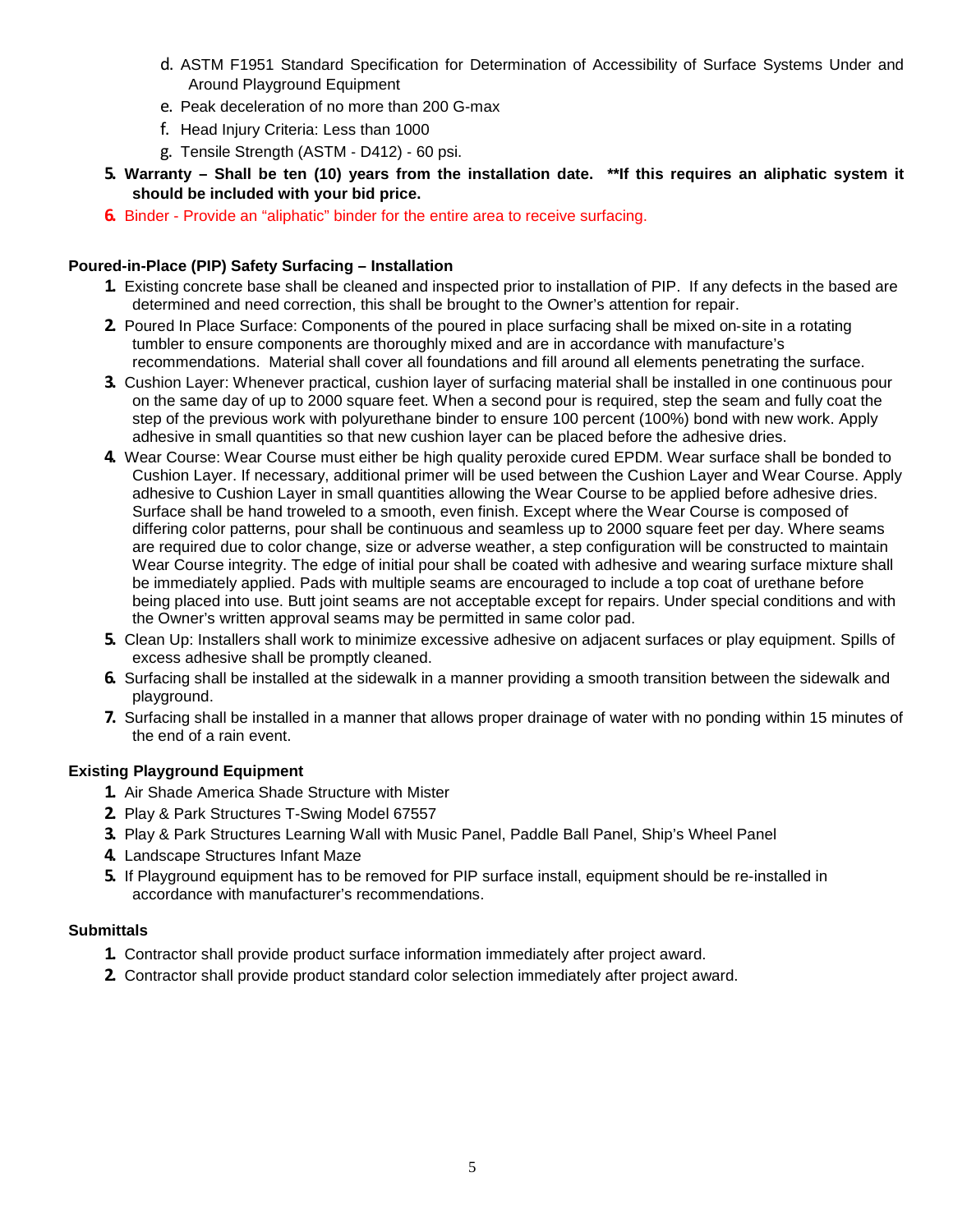d. ASTM F1951 Standard Specification for Determination of Accessibility of Surface Systems Under and Around Playground Equipment
e. Peak deceleration of no more than 200 G-max
f. Head Injury Criteria: Less than 1000
g. Tensile Strength (ASTM - D412) - 60 psi.

5. **Warranty – Shall be ten (10) years from the installation date. \*\*If this requires an aliphatic system it should be included with your bid price.**
6. Binder - Provide an "aliphatic" binder for the entire area to receive surfacing.

**Poured-in-Place (PIP) Safety Surfacing – Installation**

1. Existing concrete base shall be cleaned and inspected prior to installation of PIP. If any defects in the based are determined and need correction, this shall be brought to the Owner's attention for repair.
2. Poured In Place Surface: Components of the poured in place surfacing shall be mixed on-site in a rotating tumbler to ensure components are thoroughly mixed and are in accordance with manufacture's recommendations. Material shall cover all foundations and fill around all elements penetrating the surface.
3. Cushion Layer: Whenever practical, cushion layer of surfacing material shall be installed in one continuous pour on the same day of up to 2000 square feet. When a second pour is required, step the seam and fully coat the step of the previous work with polyurethane binder to ensure 100 percent (100%) bond with new work. Apply adhesive in small quantities so that new cushion layer can be placed before the adhesive dries.
4. Wear Course: Wear Course must either be high quality peroxide cured EPDM. Wear surface shall be bonded to Cushion Layer. If necessary, additional primer will be used between the Cushion Layer and Wear Course. Apply adhesive to Cushion Layer in small quantities allowing the Wear Course to be applied before adhesive dries. Surface shall be hand troweled to a smooth, even finish. Except where the Wear Course is composed of differing color patterns, pour shall be continuous and seamless up to 2000 square feet per day. Where seams are required due to color change, size or adverse weather, a step configuration will be constructed to maintain Wear Course integrity. The edge of initial pour shall be coated with adhesive and wearing surface mixture shall be immediately applied. Pads with multiple seams are encouraged to include a top coat of urethane before being placed into use. Butt joint seams are not acceptable except for repairs. Under special conditions and with the Owner's written approval seams may be permitted in same color pad.
5. Clean Up: Installers shall work to minimize excessive adhesive on adjacent surfaces or play equipment. Spills of excess adhesive shall be promptly cleaned.
6. Surfacing shall be installed at the sidewalk in a manner providing a smooth transition between the sidewalk and playground.
7. Surfacing shall be installed in a manner that allows proper drainage of water with no ponding within 15 minutes of the end of a rain event.

**Existing Playground Equipment**

1. Air Shade America Shade Structure with Mister
2. Play & Park Structures T-Swing Model 67557
3. Play & Park Structures Learning Wall with Music Panel, Paddle Ball Panel, Ship's Wheel Panel
4. Landscape Structures Infant Maze
5. If Playground equipment has to be removed for PIP surface install, equipment should be re-installed in accordance with manufacturer's recommendations.

**Submittals**

1. Contractor shall provide product surface information immediately after project award.
2. Contractor shall provide product standard color selection immediately after project award.